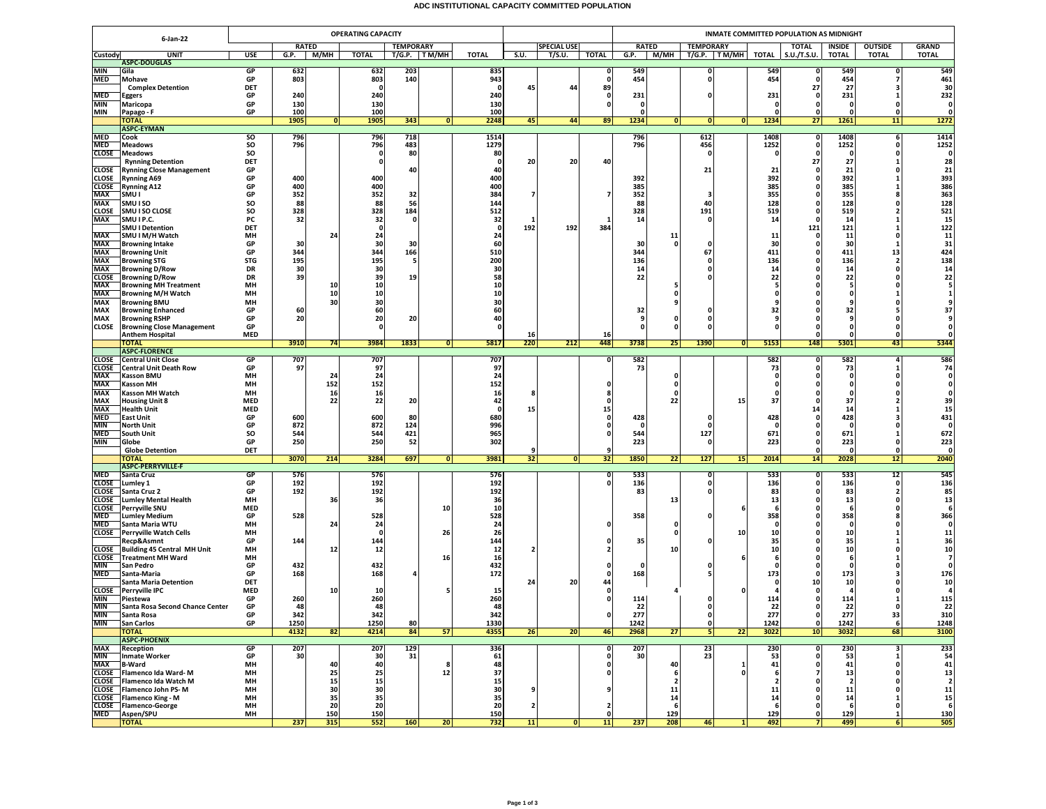# ADC INSTITUTIONAL CAPACITY COMMITTED POPULATION

| 6-Jan-22 | | | OPERATING CAPACITY | | | | | | | | | INMATE COMMITTED POPULATION AS MIDNIGHT | | | | | | | | |
|---|---|---|---|---|---|---|---|---|---|---|---|---|---|---|---|---|---|---|---|---|
| | | | RATED | | | TEMPORARY | | | | SPECIAL USE | | RATED | | TEMPORARY | | | TOTAL | INSIDE | OUTSIDE | GRAND |
| Custody | UNIT | USE | G.P. | M/MH | TOTAL | T/G.P. | T M/MH | TOTAL | S.U. | T/S.U. | TOTAL | G.P. | M/MH | T/G.P. | T M/MH | TOTAL | S.U./T.S.U. | TOTAL | TOTAL | TOTAL |
| | **ASPC-DOUGLAS** | | | | | | | | | | | | | | | | | | | |
| MIN | Gila | GP | 632 | | 632 | 203 | | 835 | | | 0 | 549 | | 0 | | 549 | 0 | 549 | 0 | 549 |
| MED | Mohave | GP | 803 | | 803 | 140 | | 943 | | | 0 | 454 | | 0 | | 454 | 0 | 454 | 7 | 461 |
| | Complex Detention | DET | | | 0 | | | 0 | 45 | 44 | 89 | | | | | | 27 | 27 | 3 | 30 |
| MED | Eggers | GP | 240 | | 240 | | | 240 | | | 0 | 231 | | 0 | | 231 | 0 | 231 | 1 | 232 |
| MIN | Maricopa | GP | 130 | | 130 | | | 130 | | | 0 | 0 | | | | 0 | 0 | 0 | 0 | 0 |
| MIN | Papago - F | GP | 100 | | 100 | | | 100 | | | | 0 | | | | 0 | 0 | 0 | 0 | 0 |
| | **TOTAL** | | 1905 | 0 | 1905 | 343 | 0 | 2248 | 45 | 44 | 89 | 1234 | 0 | 0 | 0 | 1234 | 27 | 1261 | 11 | 1272 |
| | **ASPC-EYMAN** | | | | | | | | | | | | | | | | | | | |
| MED | Cook | SO | 796 | | 796 | 718 | | 1514 | | | | 796 | | 612 | | 1408 | 0 | 1408 | 6 | 1414 |
| MED | Meadows | SO | 796 | | 796 | 483 | | 1279 | | | | 796 | | 456 | | 1252 | 0 | 1252 | 0 | 1252 |
| CLOSE | Meadows | SO | | | 0 | 80 | | 80 | | | | | | 0 | | 0 | 0 | 0 | 0 | 0 |
| | Rynning Detention | DET | | | 0 | | | 0 | 20 | 20 | 40 | | | | | | 27 | 27 | 1 | 28 |
| CLOSE | Rynning Close Management | GP | | | | 40 | | 40 | | | | | | 21 | | 21 | 0 | 21 | 0 | 21 |
| CLOSE | Rynning A69 | GP | 400 | | 400 | | | 400 | | | | 392 | | | | 392 | 0 | 392 | 1 | 393 |
| CLOSE | Rynning A12 | GP | 400 | | 400 | | | 400 | | | | 385 | | | | 385 | 0 | 385 | 1 | 386 |
| MAX | SMU I | GP | 352 | | 352 | 32 | | 384 | 7 | | 7 | 352 | | 3 | | 355 | 0 | 355 | 8 | 363 |
| MAX | SMU I SO | SO | 88 | | 88 | 56 | | 144 | | | | 88 | | 40 | | 128 | 0 | 128 | 0 | 128 |
| CLOSE | SMU I SO CLOSE | SO | 328 | | 328 | 184 | | 512 | | | | 328 | | 191 | | 519 | 0 | 519 | 2 | 521 |
| MAX | SMU I P.C. | PC | 32 | | 32 | 0 | | 32 | 1 | | 1 | 14 | | 0 | | 14 | 0 | 14 | 1 | 15 |
| | SMU I Detention | DET | | | 0 | | | 0 | 192 | 192 | 384 | | | | | | 121 | 121 | 1 | 122 |
| MAX | SMU I M/H Watch | MH | | 24 | 24 | | | 24 | | | | | 11 | | | 11 | 0 | 11 | 0 | 11 |
| MAX | Browning Intake | GP | 30 | | 30 | 30 | | 60 | | | | 30 | 0 | 0 | | 30 | 0 | 30 | 1 | 31 |
| MAX | Browning Unit | GP | 344 | | 344 | 166 | | 510 | | | | 344 | | 67 | | 411 | 0 | 411 | 13 | 424 |
| MAX | Browning STG | STG | 195 | | 195 | 5 | | 200 | | | | 136 | | 0 | | 136 | 0 | 136 | 2 | 138 |
| MAX | Browning D/Row | DR | 30 | | 30 | | | 30 | | | | 14 | | 0 | | 14 | 0 | 14 | 0 | 14 |
| CLOSE | Browning D/Row | DR | 39 | | 39 | 19 | | 58 | | | | 22 | | 0 | | 22 | 0 | 22 | 0 | 22 |
| MAX | Browning MH Treatment | MH | | 10 | 10 | | | 10 | | | | | 5 | | | 5 | 0 | 5 | 0 | 5 |
| MAX | Browning M/H Watch | MH | | 10 | 10 | | | 10 | | | | | 0 | | | 0 | 0 | 0 | 1 | 1 |
| MAX | Browning BMU | MH | | 30 | 30 | | | 30 | | | | | 9 | | | 9 | 0 | 9 | 0 | 9 |
| MAX | Browning Enhanced | GP | 60 | | 60 | | | 60 | | | | 32 | | 0 | | 32 | 0 | 32 | 5 | 37 |
| MAX | Browning RSHP | GP | 20 | | 20 | 20 | | 40 | | | | 9 | 0 | 0 | | 9 | 0 | 9 | 0 | 9 |
| CLOSE | Browning Close Management | GP | | | 0 | | | 0 | | | | 0 | 0 | 0 | | 0 | 0 | 0 | 0 | 0 |
| | Anthem Hospital | MED | | | | | | | 16 | | 16 | | | | | | 0 | 0 | 0 | 0 |
| | **TOTAL** | | 3910 | 74 | 3984 | 1833 | 0 | 5817 | 220 | 212 | 448 | 3738 | 25 | 1390 | 0 | 5153 | 148 | 5301 | 43 | 5344 |
| | **ASPC-FLORENCE** | | | | | | | | | | | | | | | | | | | |
| CLOSE | Central Unit Close | GP | 707 | | 707 | | | 707 | | | 0 | 582 | | | | 582 | 0 | 582 | 4 | 586 |
| CLOSE | Central Unit Death Row | GP | 97 | | 97 | | | 97 | | | | 73 | | | | 73 | 0 | 73 | 1 | 74 |
| MAX | Kasson BMU | MH | | 24 | 24 | | | 24 | | | | | 0 | | | 0 | 0 | 0 | 0 | 0 |
| MAX | Kasson MH | MH | | 152 | 152 | | | 152 | | | 0 | | 0 | | | 0 | 0 | 0 | 0 | 0 |
| MAX | Kasson MH Watch | MH | | 16 | 16 | | | 16 | 8 | | 8 | | 0 | | | 0 | 0 | 0 | 0 | 0 |
| MAX | Housing Unit 8 | MED | | 22 | 22 | 20 | | 42 | | | 0 | | 22 | | 15 | 37 | 0 | 37 | 2 | 39 |
| MAX | Health Unit | MED | | | | | | 0 | 15 | | 15 | | | | | | 14 | 14 | 1 | 15 |
| MED | East Unit | GP | 600 | | 600 | 80 | | 680 | | | 0 | 428 | | 0 | | 428 | 0 | 428 | 3 | 431 |
| MIN | North Unit | GP | 872 | | 872 | 124 | | 996 | | | 0 | 0 | | 0 | | 0 | 0 | 0 | 0 | 0 |
| MED | South Unit | SO | 544 | | 544 | 421 | | 965 | | | 0 | 544 | | 127 | | 671 | 0 | 671 | 1 | 672 |
| MIN | Globe | GP | 250 | | 250 | 52 | | 302 | | | | 223 | | 0 | | 223 | 0 | 223 | 0 | 223 |
| | Globe Detention | DET | | | | | | | 9 | | 9 | | | | | | 0 | 0 | 0 | 0 |
| | **TOTAL** | | 3070 | 214 | 3284 | 697 | 0 | 3981 | 32 | 0 | 32 | 1850 | 22 | 127 | 15 | 2014 | 14 | 2028 | 12 | 2040 |
| | **ASPC-PERRYVILLE-F** | | | | | | | | | | | | | | | | | | | |
| MED | Santa Cruz | GP | 576 | | 576 | | | 576 | | | 0 | 533 | | 0 | | 533 | 0 | 533 | 12 | 545 |
| CLOSE | Lumley 1 | GP | 192 | | 192 | | | 192 | | | 0 | 136 | | 0 | | 136 | 0 | 136 | 0 | 136 |
| CLOSE | Santa Cruz 2 | GP | 192 | | 192 | | | 192 | | | | 83 | | 0 | | 83 | 0 | 83 | 2 | 85 |
| CLOSE | Lumley Mental Health | MH | | 36 | 36 | | | 36 | | | | | 13 | | | 13 | 0 | 13 | 0 | 13 |
| CLOSE | Perryville SNU | MED | | | | | 10 | 10 | | | | | | | 6 | 6 | 0 | 6 | 0 | 6 |
| MED | Lumley Medium | GP | 528 | | 528 | | | 528 | | | | 358 | | 0 | | 358 | 0 | 358 | 8 | 366 |
| MED | Santa Maria WTU | MH | | 24 | 24 | | | 24 | | | 0 | | 0 | | | 0 | 0 | 0 | 0 | 0 |
| CLOSE | Perryville Watch Cells | MH | | | 0 | | 26 | 26 | | | | | 0 | | 10 | 10 | 0 | 10 | 1 | 11 |
| | Recp&Asmnt | GP | 144 | | 144 | | | 144 | | | 0 | 35 | | 0 | | 35 | 0 | 35 | 1 | 36 |
| CLOSE | Building 45 Central MH Unit | MH | | 12 | 12 | | | 12 | 2 | | 2 | | 10 | | | 10 | 0 | 10 | 0 | 10 |
| CLOSE | Treatment MH Ward | MH | | | | | 16 | 16 | | | | | | | 6 | 6 | 0 | 6 | 1 | 7 |
| MIN | San Pedro | GP | 432 | | 432 | | | 432 | | | 0 | 0 | | 0 | | 0 | 0 | 0 | 0 | 0 |
| MED | Santa-Maria | GP | 168 | | 168 | 4 | | 172 | | | 0 | 168 | | 5 | | 173 | 0 | 173 | 3 | 176 |
| | Santa Maria Detention | DET | | | | | | | 24 | 20 | 44 | | | | | 0 | 10 | 10 | 0 | 10 |
| CLOSE | Perryville IPC | MED | | 10 | 10 | | 5 | 15 | | | 0 | | 4 | | 0 | 4 | 0 | 4 | 0 | 4 |
| MIN | Piestewa | GP | 260 | | 260 | | | 260 | | | 0 | 114 | | 0 | | 114 | 0 | 114 | 1 | 115 |
| MIN | Santa Rosa Second Chance Center | GP | 48 | | 48 | | | 48 | | | | 22 | | 0 | | 22 | 0 | 22 | 0 | 22 |
| MIN | Santa Rosa | GP | 342 | | 342 | | | 342 | | | 0 | 277 | | 0 | | 277 | 0 | 277 | 33 | 310 |
| MIN | San Carlos | GP | 1250 | | 1250 | 80 | | 1330 | | | | 1242 | | 0 | | 1242 | 0 | 1242 | 6 | 1248 |
| | **TOTAL** | | 4132 | 82 | 4214 | 84 | 57 | 4355 | 26 | 20 | 46 | 2968 | 27 | 5 | 22 | 3022 | 10 | 3032 | 68 | 3100 |
| | **ASPC-PHOENIX** | | | | | | | | | | | | | | | | | | | |
| MAX | Reception | GP | 207 | | 207 | 129 | | 336 | | | 0 | 207 | | 23 | | 230 | 0 | 230 | 3 | 233 |
| MIN | Inmate Worker | GP | 30 | | 30 | 31 | | 61 | | | 0 | 30 | | 23 | | 53 | 0 | 53 | 1 | 54 |
| MAX | B-Ward | MH | | 40 | 40 | | 8 | 48 | | | 0 | | 40 | | 1 | 41 | 0 | 41 | 0 | 41 |
| CLOSE | Flamenco Ida Ward- M | MH | | 25 | 25 | | 12 | 37 | | | 0 | | 6 | | 0 | 6 | 7 | 13 | 0 | 13 |
| CLOSE | Flamenco Ida Watch M | MH | | 15 | 15 | | | 15 | | | | | 2 | | | 2 | 0 | 2 | 0 | 2 |
| CLOSE | Flamenco John PS- M | MH | | 30 | 30 | | | 30 | 9 | | 9 | | 11 | | | 11 | 0 | 11 | 0 | 11 |
| CLOSE | Flamenco King - M | MH | | 35 | 35 | | | 35 | | | | | 14 | | | 14 | 0 | 14 | 1 | 15 |
| CLOSE | Flamenco-George | MH | | 20 | 20 | | | 20 | 2 | | 2 | | 6 | | | 6 | 0 | 6 | 0 | 6 |
| MED | Aspen/SPU | MH | | 150 | 150 | | | 150 | | | 0 | | 129 | | | 129 | 0 | 129 | 1 | 130 |
| | **TOTAL** | | 237 | 315 | 552 | 160 | 20 | 732 | 11 | 0 | 11 | 237 | 208 | 46 | 1 | 492 | 7 | 499 | 6 | 505 |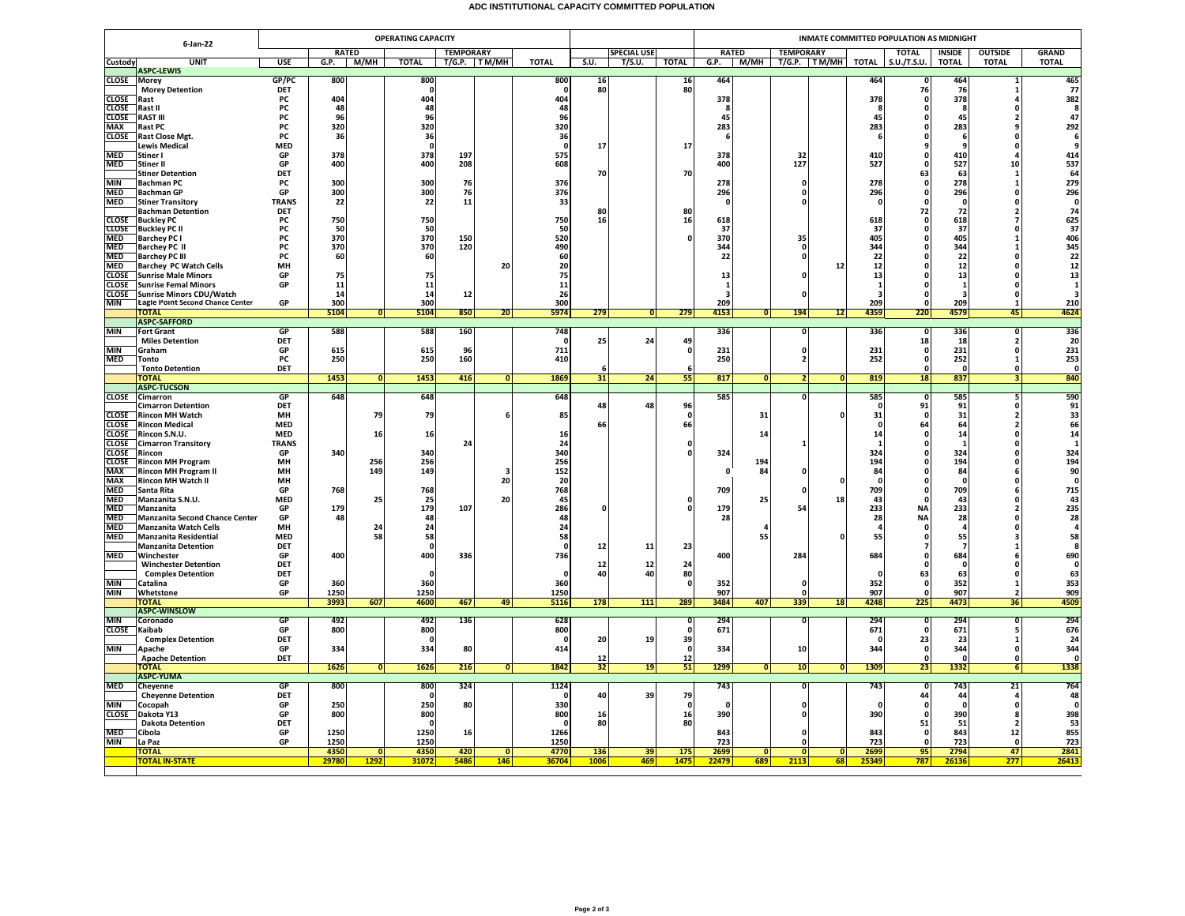# ADC INSTITUTIONAL CAPACITY COMMITTED POPULATION

| 6-Jan-22 | | | OPERATING CAPACITY | | | | | | | | | INMATE COMMITTED POPULATION AS MIDNIGHT | | | | | | | | |
|---|---|---|---|---|---|---|---|---|---|---|---|---|---|---|---|---|---|---|---|---|
| | | | RATED | | | TEMPORARY | | | | SPECIAL USE | | RATED | | TEMPORARY | | | TOTAL | INSIDE | OUTSIDE | GRAND |
| Custody | UNIT | USE | G.P. | M/MH | TOTAL | T/G.P. | T M/MH | TOTAL | S.U. | T/S.U. | TOTAL | G.P. | M/MH | T/G.P. | T M/MH | TOTAL | S.U./T.S.U. | TOTAL | TOTAL | TOTAL |
| | **ASPC-LEWIS** | | | | | | | | | | | | | | | | | | | |
| CLOSE | Morey | GP/PC | 800 | | 800 | | | 800 | 16 | | 16 | 464 | | | | 464 | 0 | 464 | 1 | 465 |
| | Morey Detention | DET | | | 0 | | | 0 | 80 | | 80 | | | | | | 76 | 76 | 1 | 77 |
| CLOSE | Rast | PC | 404 | | 404 | | | 404 | | | | 378 | | | | 378 | 0 | 378 | 4 | 382 |
| CLOSE | Rast II | PC | 48 | | 48 | | | 48 | | | | 8 | | | | 8 | 0 | 8 | 0 | 8 |
| CLOSE | RAST III | PC | 96 | | 96 | | | 96 | | | | 45 | | | | 45 | 0 | 45 | 2 | 47 |
| MAX | Rast PC | PC | 320 | | 320 | | | 320 | | | | 283 | | | | 283 | 0 | 283 | 9 | 292 |
| CLOSE | Rast Close Mgt. | PC | 36 | | 36 | | | 36 | | | | 6 | | | | 6 | 0 | 6 | 0 | 6 |
| | Lewis Medical | MED | | | 0 | | | 0 | 17 | | 17 | | | | | | 9 | 9 | 0 | 9 |
| MED | Stiner I | GP | 378 | | 378 | 197 | | 575 | | | | 378 | | 32 | | 410 | 0 | 410 | 4 | 414 |
| MED | Stiner II | GP | 400 | | 400 | 208 | | 608 | | | | 400 | | 127 | | 527 | 0 | 527 | 10 | 537 |
| | Stiner Detention | DET | | | | | | | 70 | | 70 | | | | | | 63 | 63 | 1 | 64 |
| MIN | Bachman PC | PC | 300 | | 300 | 76 | | 376 | | | | 278 | | 0 | | 278 | 0 | 278 | 1 | 279 |
| MED | Bachman GP | GP | 300 | | 300 | 76 | | 376 | | | | 296 | | 0 | | 296 | 0 | 296 | 0 | 296 |
| MED | Stiner Transitory | TRANS | 22 | | 22 | 11 | | 33 | | | | 0 | | 0 | | 0 | 0 | 0 | 0 | 0 |
| | Bachman Detention | DET | | | | | | | 80 | | 80 | | | | | | 72 | 72 | 2 | 74 |
| CLOSE | Buckley PC | PC | 750 | | 750 | | | 750 | 16 | | 16 | 618 | | | | 618 | 0 | 618 | 7 | 625 |
| CLOSE | Buckley PC II | PC | 50 | | 50 | | | 50 | | | | 37 | | | | 37 | 0 | 37 | 0 | 37 |
| MED | Barchey PC I | PC | 370 | | 370 | 150 | | 520 | | | 0 | 370 | | 35 | | 405 | 0 | 405 | 1 | 406 |
| MED | Barchey PC II | PC | 370 | | 370 | 120 | | 490 | | | | 344 | | 0 | | 344 | 0 | 344 | 1 | 345 |
| MED | Barchey PC III | PC | 60 | | 60 | | | 60 | | | | 22 | | 0 | | 22 | 0 | 22 | 0 | 22 |
| MED | Barchey PC Watch Cells | MH | | | | | 20 | 20 | | | | | | | 12 | 12 | 0 | 12 | 0 | 12 |
| CLOSE | Sunrise Male Minors | GP | 75 | | 75 | | | 75 | | | | 13 | | 0 | | 13 | 0 | 13 | 0 | 13 |
| CLOSE | Sunrise Femal Minors | GP | 11 | | 11 | | | 11 | | | | 1 | | | | 1 | 0 | 1 | 0 | 1 |
| CLOSE | Sunrise Minors CDU/Watch | | 14 | | 14 | 12 | | 26 | | | | 3 | | 0 | | 3 | 0 | 3 | 0 | 3 |
| MIN | Eagle Point Second Chance Center | GP | 300 | | 300 | | | 300 | | | | 209 | | | | 209 | 0 | 209 | 1 | 210 |
| | **TOTAL** | | 5104 | 0 | 5104 | 850 | 20 | 5974 | 279 | 0 | 279 | 4153 | 0 | 194 | 12 | 4359 | 220 | 4579 | 45 | 4624 |
| | **ASPC-SAFFORD** | | | | | | | | | | | | | | | | | | | |
| MIN | Fort Grant | GP | 588 | | 588 | 160 | | 748 | | | | 336 | | 0 | | 336 | 0 | 336 | 0 | 336 |
| | Miles Detention | DET | | | | | | 0 | 25 | 24 | 49 | | | | | | 18 | 18 | 2 | 20 |
| MIN | Graham | GP | 615 | | 615 | 96 | | 711 | | | 0 | 231 | | 0 | | 231 | 0 | 231 | 0 | 231 |
| MED | Tonto | PC | 250 | | 250 | 160 | | 410 | | | | 250 | | 2 | | 252 | 0 | 252 | 1 | 253 |
| | Tonto Detention | DET | | | | | | | 6 | | 6 | | | | | | 0 | 0 | 0 | 0 |
| | **TOTAL** | | 1453 | 0 | 1453 | 416 | 0 | 1869 | 31 | 24 | 55 | 817 | 0 | 2 | 0 | 819 | 18 | 837 | 3 | 840 |
| | **ASPC-TUCSON** | | | | | | | | | | | | | | | | | | | |
| CLOSE | Cimarron | GP | 648 | | 648 | | | 648 | | | | 585 | | 0 | | 585 | 0 | 585 | 5 | 590 |
| | Cimarron Detention | DET | | | | | | | 48 | 48 | 96 | | | | | 0 | 91 | 91 | 0 | 91 |
| CLOSE | Rincon MH Watch | MH | | 79 | 79 | | 6 | 85 | | | 0 | | 31 | | 0 | 31 | 0 | 31 | 2 | 33 |
| CLOSE | Rincon Medical | MED | | | | | | | 66 | | 66 | | | | | 0 | 64 | 64 | 2 | 66 |
| CLOSE | Rincon S.N.U. | MED | | 16 | 16 | | | 16 | | | | | 14 | | | 14 | 0 | 14 | 0 | 14 |
| CLOSE | Cimarron Transitory | TRANS | | | | 24 | | 24 | | | 0 | | | 1 | | 1 | 0 | 1 | 0 | 1 |
| CLOSE | Rincon | GP | 340 | | 340 | | | 340 | | | 0 | 324 | | | | 324 | 0 | 324 | 0 | 324 |
| CLOSE | Rincon MH Program | MH | | 256 | 256 | | | 256 | | | | | 194 | | | 194 | 0 | 194 | 0 | 194 |
| MAX | Rincon MH Program II | MH | | 149 | 149 | | 3 | 152 | | | | 0 | 84 | 0 | | 84 | 0 | 84 | 6 | 90 |
| MAX | Rincon MH Watch II | MH | | | | | 20 | 20 | | | | | | | 0 | 0 | 0 | 0 | 0 | 0 |
| MED | Santa Rita | GP | 768 | | 768 | | | 768 | | | | 709 | | 0 | | 709 | 0 | 709 | 6 | 715 |
| MED | Manzanita S.N.U. | MED | | 25 | 25 | | 20 | 45 | | | 0 | | 25 | | 18 | 43 | 0 | 43 | 0 | 43 |
| MED | Manzanita | GP | 179 | | 179 | 107 | | 286 | 0 | | 0 | 179 | | 54 | | 233 | NA | 233 | 2 | 235 |
| MED | Manzanita Second Chance Center | GP | 48 | | 48 | | | 48 | | | | 28 | | | | 28 | NA | 28 | 0 | 28 |
| MED | Manzanita Watch Cells | MH | | 24 | 24 | | | 24 | | | | | 4 | | | 4 | 0 | 4 | 0 | 4 |
| MED | Manzanita Residential | MED | | 58 | 58 | | | 58 | | | | | 55 | | 0 | 55 | 0 | 55 | 3 | 58 |
| | Manzanita Detention | DET | | | 0 | | | 0 | 12 | 11 | 23 | | | | | | 7 | 7 | 1 | 8 |
| MED | Winchester | GP | 400 | | 400 | 336 | | 736 | | | | 400 | | 284 | | 684 | 0 | 684 | 6 | 690 |
| | Winchester Detention | DET | | | | | | | 12 | 12 | 24 | | | | | | 0 | 0 | 0 | 0 |
| | Complex Detention | DET | | | 0 | | | 0 | 40 | 40 | 80 | | | | | 0 | 63 | 63 | 0 | 63 |
| MIN | Catalina | GP | 360 | | 360 | | | 360 | | | 0 | 352 | | 0 | | 352 | 0 | 352 | 1 | 353 |
| MIN | Whetstone | GP | 1250 | | 1250 | | | 1250 | | | | 907 | | 0 | | 907 | 0 | 907 | 2 | 909 |
| | **TOTAL** | | 3993 | 607 | 4600 | 467 | 49 | 5116 | 178 | 111 | 289 | 3484 | 407 | 339 | 18 | 4248 | 225 | 4473 | 36 | 4509 |
| | **ASPC-WINSLOW** | | | | | | | | | | | | | | | | | | | |
| MIN | Coronado | GP | 492 | | 492 | 136 | | 628 | | | 0 | 294 | | 0 | | 294 | 0 | 294 | 0 | 294 |
| CLOSE | Kaibab | GP | 800 | | 800 | | | 800 | | | 0 | 671 | | | | 671 | 0 | 671 | 5 | 676 |
| | Complex Detention | DET | | | 0 | | | 0 | 20 | 19 | 39 | | | | | 0 | 23 | 23 | 1 | 24 |
| MIN | Apache | GP | 334 | | 334 | 80 | | 414 | | | 0 | 334 | | 10 | | 344 | 0 | 344 | 0 | 344 |
| | Apache Detention | DET | | | | | | | 12 | | 12 | | | | | | 0 | 0 | 0 | 0 |
| | **TOTAL** | | 1626 | 0 | 1626 | 216 | 0 | 1842 | 32 | 19 | 51 | 1299 | 0 | 10 | 0 | 1309 | 23 | 1332 | 6 | 1338 |
| | **ASPC-YUMA** | | | | | | | | | | | | | | | | | | | |
| MED | Cheyenne | GP | 800 | | 800 | 324 | | 1124 | | | | 743 | | 0 | | 743 | 0 | 743 | 21 | 764 |
| | Cheyenne Detention | DET | | | 0 | | | 0 | 40 | 39 | 79 | | | | | | 44 | 44 | 4 | 48 |
| MIN | Cocopah | GP | 250 | | 250 | 80 | | 330 | | | 0 | 0 | | 0 | | 0 | 0 | 0 | 0 | 0 |
| CLOSE | Dakota Y13 | GP | 800 | | 800 | | | 800 | 16 | | 16 | 390 | | 0 | | 390 | 0 | 390 | 8 | 398 |
| | Dakota Detention | DET | | | 0 | | | 0 | 80 | | 80 | | | | | | 51 | 51 | 2 | 53 |
| MED | Cibola | GP | 1250 | | 1250 | 16 | | 1266 | | | | 843 | | 0 | | 843 | 0 | 843 | 12 | 855 |
| MIN | La Paz | GP | 1250 | | 1250 | | | 1250 | | | | 723 | | 0 | | 723 | 0 | 723 | 0 | 723 |
| | **TOTAL** | | 4350 | 0 | 4350 | 420 | 0 | 4770 | 136 | 39 | 175 | 2699 | 0 | 0 | 0 | 2699 | 95 | 2794 | 47 | 2841 |
| | **TOTAL IN-STATE** | | 29780 | 1292 | 31072 | 5486 | 146 | 36704 | 1006 | 469 | 1475 | 22479 | 689 | 2113 | 68 | 25349 | 787 | 26136 | 277 | 26413 |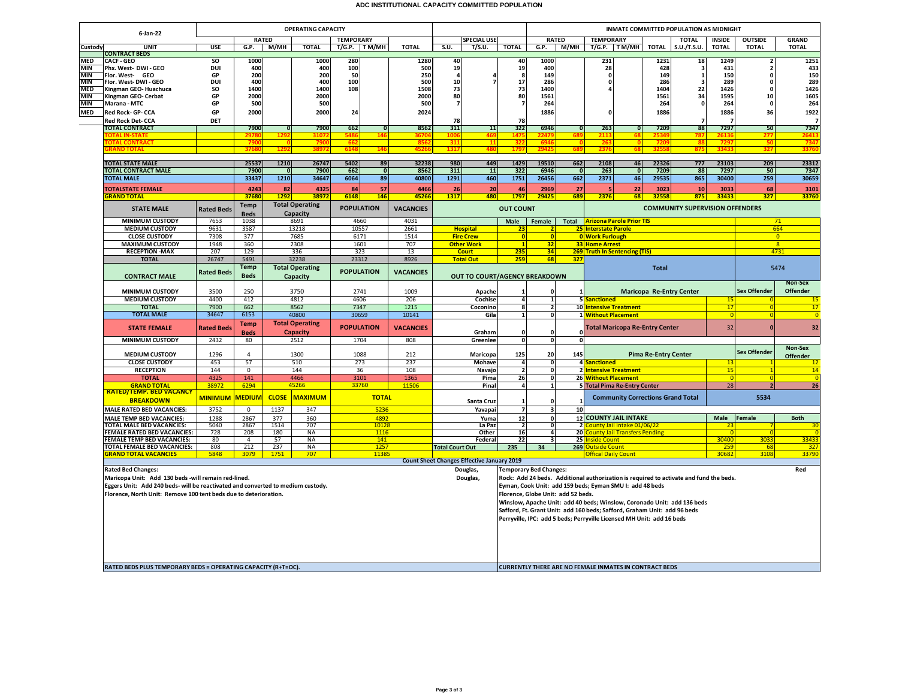# ADC INSTITUTIONAL CAPACITY COMMITTED POPULATION

| 6-Jan-22 | | | OPERATING CAPACITY | | | | | | | | | | INMATE COMMITTED POPULATION AS MIDNIGHT | | | | | | | | | |
|---|---|---|---|---|---|---|---|---|---|---|---|---|---|---|---|---|---|---|---|---|---|---|
| | | | RATED | | | TEMPORARY | | | | SPECIAL USE | | | RATED | | TEMPORARY | | | TOTAL | INSIDE | OUTSIDE | GRAND |
| Custody | UNIT | USE | G.P. | M/MH | TOTAL | T/G.P. | T M/MH | TOTAL | S.U. | T/S.U. | TOTAL | G.P. | M/MH | T/G.P. | T M/MH | TOTAL | S.U./T.S.U. | TOTAL | TOTAL | TOTAL |
| | CONTRACT BEDS | | | | | | | | | | | | | | | | | | | |
| MED | CACF - GEO | SO | 1000 | | 1000 | 280 | | 1280 | 40 | | 40 | 1000 | | 231 | | 1231 | 18 | 1249 | 2 | 1251 |
| MIN | Phx. West- DWI - GEO | DUI | 400 | | 400 | 100 | | 500 | 19 | | 19 | 400 | | 28 | | 428 | 3 | 431 | 2 | 433 |
| MIN | Flor. West- GEO | GP | 200 | | 200 | 50 | | 250 | 4 | 4 | 8 | 149 | | 0 | | 149 | 1 | 150 | 0 | 150 |
| MIN | Flor. West- DWI - GEO | DUI | 400 | | 400 | 100 | | 500 | 10 | 7 | 17 | 286 | | 0 | | 286 | 3 | 289 | 0 | 289 |
| MED | Kingman GEO- Huachuca | SO | 1400 | | 1400 | 108 | | 1508 | 73 | | 73 | 1400 | | 4 | | 1404 | 22 | 1426 | 0 | 1426 |
| MIN | Kingman GEO- Cerbat | GP | 2000 | | 2000 | | | 2000 | 80 | | 80 | 1561 | | | | 1561 | 34 | 1595 | 10 | 1605 |
| MIN | Marana - MTC | GP | 500 | | 500 | | | 500 | 7 | | 7 | 264 | | | | 264 | 0 | 264 | 0 | 264 |
| MED | Red Rock- GP- CCA | GP | 2000 | | 2000 | 24 | | 2024 | | | | 1886 | | 0 | | 1886 | | 1886 | 36 | 1922 |
| | Red Rock Det- CCA | DET | | | | | | | 78 | | 78 | | | | | | 7 | 7 | | 7 |
| | TOTAL CONTRACT | | 7900 | 0 | 7900 | 662 | 0 | 8562 | 311 | 11 | 322 | 6946 | 0 | 263 | 0 | 7209 | 88 | 7297 | 50 | 7347 |
| | TOTAL IN-STATE | | 29780 | 1292 | 31072 | 5486 | 146 | 36704 | 1006 | 469 | 1475 | 22479 | 689 | 2113 | 68 | 25349 | 787 | 26136 | 277 | 26413 |
| | TOTAL CONTRACT | | 7900 | 0 | 7900 | 662 | 0 | 8562 | 311 | 11 | 322 | 6946 | 0 | 263 | 0 | 7209 | 88 | 7297 | 50 | 7347 |
| | GRAND TOTAL | | 37680 | 1292 | 38972 | 6148 | 146 | 45266 | 1317 | 480 | 1797 | 29425 | 689 | 2376 | 68 | 32558 | 875 | 33433 | 327 | 33760 |
| | TOTAL STATE MALE | | 25537 | 1210 | 26747 | 5402 | 89 | 32238 | 980 | 449 | 1429 | 19510 | 662 | 2108 | 46 | 22326 | 777 | 23103 | 209 | 23312 |
| | TOTAL CONTRACT MALE | | 7900 | 0 | 7900 | 662 | 0 | 8562 | 311 | 11 | 322 | 6946 | 0 | 263 | 0 | 7209 | 88 | 7297 | 50 | 7347 |
| | TOTAL MALE | | 33437 | 1210 | 34647 | 6064 | 89 | 40800 | 1291 | 460 | 1751 | 26456 | 662 | 2371 | 46 | 29535 | 865 | 30400 | 259 | 30659 |
| | TOTALSTATE FEMALE | | 4243 | 82 | 4325 | 84 | 57 | 4466 | 26 | 20 | 46 | 2969 | 27 | 5 | 22 | 3023 | 10 | 3033 | 68 | 3101 |
| | GRAND TOTAL | | 37680 | 1292 | 38972 | 6148 | 146 | 45266 | 1317 | 480 | 1797 | 29425 | 689 | 2376 | 68 | 32558 | 875 | 33433 | 327 | 33760 |

| STATE MALE | Rated Beds | Temp Beds | Total Operating Capacity | POPULATION | VACANCIES |
|---|---|---|---|---|---|
| MINIMUM CUSTODY | 7653 | 1038 | 8691 | 4660 | 4031 |
| MEDIUM CUSTODY | 9631 | 3587 | 13218 | 10557 | 2661 |
| CLOSE CUSTODY | 7308 | 377 | 7685 | 6171 | 1514 |
| MAXIMUM CUSTODY | 1948 | 360 | 2308 | 1601 | 707 |
| RECEPTION -MAX | 207 | 129 | 336 | 323 | 13 |
| TOTAL | 26747 | 5491 | 32238 | 23312 | 8926 |
| **CONTRACT MALE** | **Rated Beds** | **Temp Beds** | **Total Operating Capacity** | **POPULATION** | **VACANCIES** |
| MINIMUM CUSTODY | 3500 | 250 | 3750 | 2741 | 1009 |
| MEDIUM CUSTODY | 4400 | 412 | 4812 | 4606 | 206 |
| TOTAL | 7900 | 662 | 8562 | 7347 | 1215 |
| TOTAL MALE | 34647 | 6153 | 40800 | 30659 | 10141 |
| **STATE FEMALE** | **Rated Beds** | **Temp Beds** | **Total Operating Capacity** | **POPULATION** | **VACANCIES** |
| MINIMUM CUSTODY | 2432 | 80 | 2512 | 1704 | 808 |
| MEDIUM CUSTODY | 1296 | 4 | 1300 | 1088 | 212 |
| CLOSE CUSTODY | 453 | 57 | 510 | 273 | 237 |
| RECEPTION | 144 | 0 | 144 | 36 | 108 |
| TOTAL | 4325 | 141 | 4466 | 3101 | 1365 |
| GRAND TOTAL | 38972 | 6294 | 45266 | 33760 | 11506 |

| RATED/TEMP. BED VACANCY BREAKDOWN | MINIMUM | MEDIUM | CLOSE | MAXIMUM | TOTAL |
|---|---|---|---|---|---|
| MALE RATED BED VACANCIES: | 3752 | 0 | 1137 | 347 | 5236 |
| MALE TEMP BED VACANCIES: | 1288 | 2867 | 377 | 360 | 4892 |
| TOTAL MALE BED VACANCIES: | 5040 | 2867 | 1514 | 707 | 10128 |
| FEMALE RATED BED VACANCIES: | 728 | 208 | 180 | NA | 1116 |
| FEMALE TEMP BED VACANCIES: | 80 | 4 | 57 | NA | 141 |
| TOTAL FEMALE BED VACANCIES: | 808 | 212 | 237 | NA | 1257 |
| GRAND TOTAL VACANCIES | 5848 | 3079 | 1751 | 707 | 11385 |

| OUT COUNT | Male | Female | Total |
|---|---|---|---|
| Hospital | 23 | 2 | 25 |
| Fire Crew | 0 | 0 | 0 |
| Other Work | 1 | 32 | 33 |
| Court | 235 | 34 | 269 |
| Total Out | 259 | 68 | 327 |

| OUT TO COURT/AGENCY BREAKDOWN | Male | Female | Total |
|---|---|---|---|
| Apache | 1 | 0 | 1 |
| Cochise | 4 | 1 | 5 |
| Coconino | 8 | 2 | 10 |
| Gila | 1 | 0 | 1 |
| Graham | 0 | 0 | 0 |
| Greenlee | 0 | 0 | 0 |
| Maricopa | 125 | 20 | 145 |
| Mohave | 4 | 0 | 4 |
| Navajo | 2 | 0 | 2 |
| Pima | 26 | 0 | 26 |
| Pinal | 4 | 1 | 5 |
| Santa Cruz | 1 | 0 | 1 |
| Yavapai | 7 | 3 | 10 |
| Yuma | 12 | 0 | 12 |
| La Paz | 2 | 0 | 2 |
| Other | 16 | 4 | 20 |
| Federal | 22 | 3 | 25 |
| Total Court Out | 235 | 34 | 269 |

| COMMUNITY SUPERVISION OFFENDERS | |
|---|---|
| Arizona Parole Prior TIS | 71 |
| Interstate Parole | 664 |
| Work Furlough | 0 |
| Home Arrest | 8 |
| Truth In Sentencing (TIS) | 4731 |
| Total | 5474 |

| Maricopa Re-Entry Center | | Sex Offender | Non-Sex Offender |
|---|---|---|---|
| Sanctioned | 15 | 0 | 15 |
| Intensive Treatment | 17 | 0 | 17 |
| Without Placement | 0 | 0 | 0 |
| Total Maricopa Re-Entry Center | 32 | 0 | 32 |

| Pima Re-Entry Center | | Sex Offender | Non-Sex Offender |
|---|---|---|---|
| Sanctioned | 13 | 1 | 12 |
| Intensive Treatment | 15 | 1 | 14 |
| Without Placement | 0 | 0 | 0 |
| Total Pima Re-Entry Center | 28 | 2 | 26 |

| Community Corrections Grand Total | 5534 |
|---|---|

| COUNTY JAIL INTAKE | Male | Female | Both |
|---|---|---|---|
| County Jail Intake 01/06/22 | 23 | 7 | 30 |
| County Jail Transfers Pending | 0 | 0 | 0 |
| Inside Count | 30400 | 3033 | 33433 |
| Outside Count | 259 | 68 | 327 |
| Offical Daily Count | 30682 | 3108 | 33790 |

**Count Sheet Changes Effective January 2019**

**Rated Bed Changes:**

Maricopa Unit: Add 130 beds -will remain red-lined.

Eggers Unit: Add 240 beds- will be reactivated and converted to medium custody.

Florence, North Unit: Remove 100 tent beds due to deterioration.

Douglas,

Douglas,

**Temporary Bed Changes:**

Red Rock: Add 24 beds. Additional authorization is required to activate and fund the beds.

Eyman, Cook Unit: add 159 beds; Eyman SMU I: add 48 beds

Florence, Globe Unit: add 52 beds.

Winslow, Apache Unit: add 40 beds; Winslow, Coronado Unit: add 136 beds

Safford, Ft. Grant Unit: add 160 beds; Safford, Graham Unit: add 96 beds

Perryville, IPC: add 5 beds; Perryville Licensed MH Unit: add 16 beds

RATED BEDS PLUS TEMPORARY BEDS = OPERATING CAPACITY (R+T=OC).

CURRENTLY THERE ARE NO FEMALE INMATES IN CONTRACT BEDS